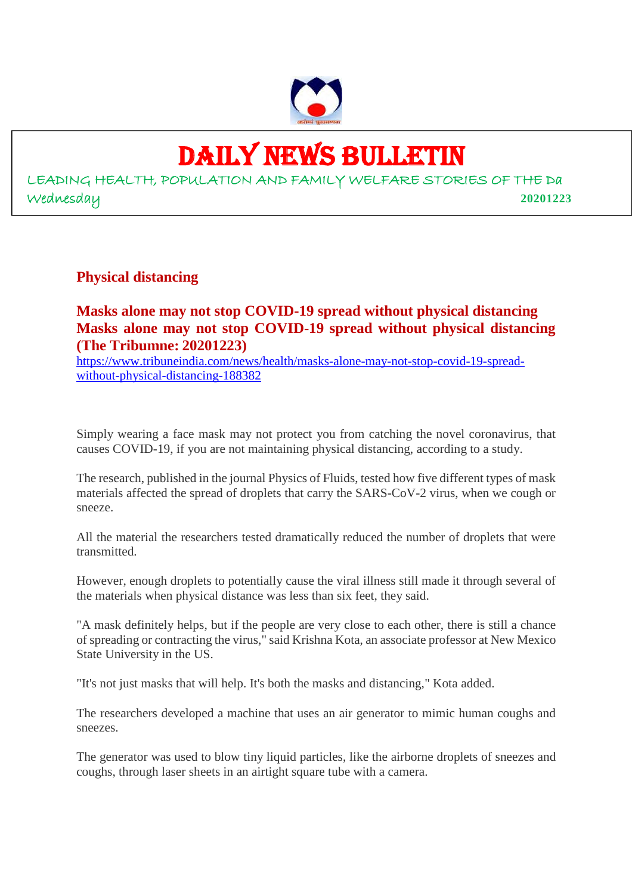# DAILY NEWS BULLETIN

LEADING HEALTH, POPULATION AND FAMILY WELFARE STORIES OF THE Da

Wednesday **20201223**

## Physical distancing

### Masks alone may not stop COVID-19 spread without physical distancing

**Masks alone may not stop COVID-19 spread without physical distancing (The Tribumne: 20201223)**

https://www.tribuneindia.com/news/health/masks-alone-may-not-stop-covid-19-spread-without-physical-distancing-188382

Simply wearing a face mask may not protect you from catching the novel coronavirus, that causes COVID-19, if you are not maintaining physical distancing, according to a study.

The research, published in the journal Physics of Fluids, tested how five different types of mask materials affected the spread of droplets that carry the SARS-CoV-2 virus, when we cough or sneeze.

All the material the researchers tested dramatically reduced the number of droplets that were transmitted.

However, enough droplets to potentially cause the viral illness still made it through several of the materials when physical distance was less than six feet, they said.

"A mask definitely helps, but if the people are very close to each other, there is still a chance of spreading or contracting the virus," said Krishna Kota, an associate professor at New Mexico State University in the US.

"It's not just masks that will help. It's both the masks and distancing," Kota added.

The researchers developed a machine that uses an air generator to mimic human coughs and sneezes.

The generator was used to blow tiny liquid particles, like the airborne droplets of sneezes and coughs, through laser sheets in an airtight square tube with a camera.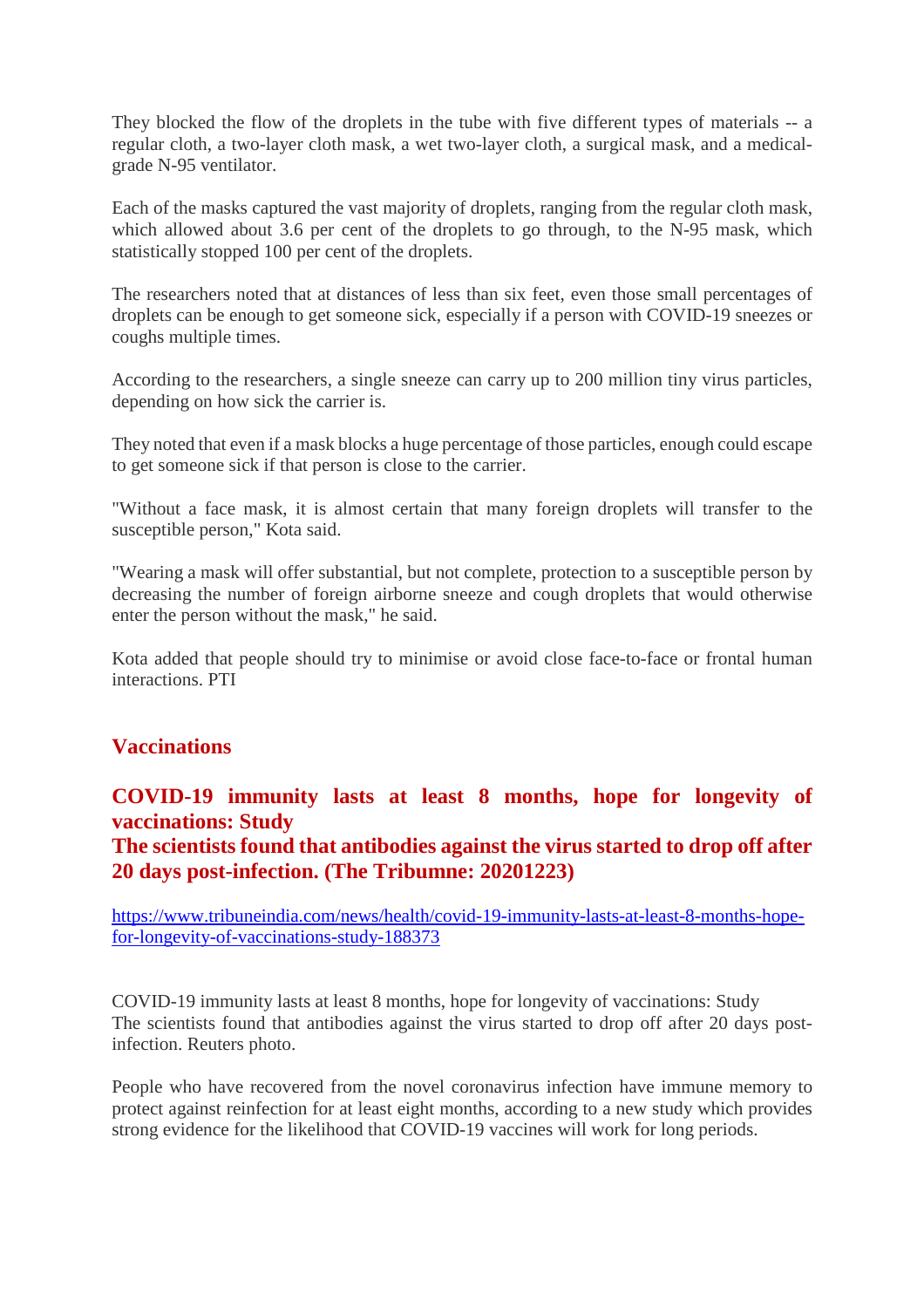They blocked the flow of the droplets in the tube with five different types of materials -- a regular cloth, a two-layer cloth mask, a wet two-layer cloth, a surgical mask, and a medical-grade N-95 ventilator.

Each of the masks captured the vast majority of droplets, ranging from the regular cloth mask, which allowed about 3.6 per cent of the droplets to go through, to the N-95 mask, which statistically stopped 100 per cent of the droplets.

The researchers noted that at distances of less than six feet, even those small percentages of droplets can be enough to get someone sick, especially if a person with COVID-19 sneezes or coughs multiple times.

According to the researchers, a single sneeze can carry up to 200 million tiny virus particles, depending on how sick the carrier is.

They noted that even if a mask blocks a huge percentage of those particles, enough could escape to get someone sick if that person is close to the carrier.

"Without a face mask, it is almost certain that many foreign droplets will transfer to the susceptible person," Kota said.

"Wearing a mask will offer substantial, but not complete, protection to a susceptible person by decreasing the number of foreign airborne sneeze and cough droplets that would otherwise enter the person without the mask," he said.

Kota added that people should try to minimise or avoid close face-to-face or frontal human interactions. PTI

## Vaccinations

### COVID-19 immunity lasts at least 8 months, hope for longevity of vaccinations: Study
### The scientists found that antibodies against the virus started to drop off after 20 days post-infection. (The Tribumne: 20201223)

https://www.tribuneindia.com/news/health/covid-19-immunity-lasts-at-least-8-months-hope-for-longevity-of-vaccinations-study-188373

COVID-19 immunity lasts at least 8 months, hope for longevity of vaccinations: Study
The scientists found that antibodies against the virus started to drop off after 20 days post-infection. Reuters photo.

People who have recovered from the novel coronavirus infection have immune memory to protect against reinfection for at least eight months, according to a new study which provides strong evidence for the likelihood that COVID-19 vaccines will work for long periods.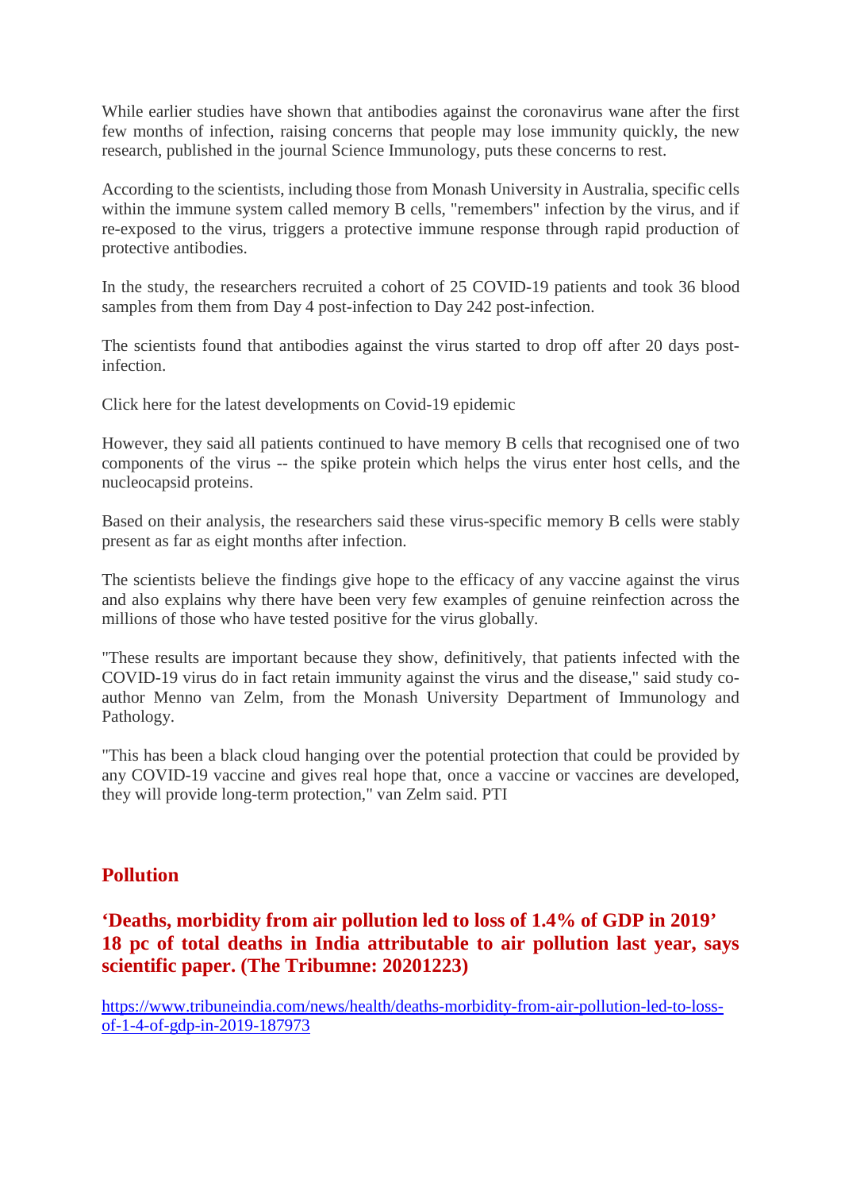While earlier studies have shown that antibodies against the coronavirus wane after the first few months of infection, raising concerns that people may lose immunity quickly, the new research, published in the journal Science Immunology, puts these concerns to rest.

According to the scientists, including those from Monash University in Australia, specific cells within the immune system called memory B cells, "remembers" infection by the virus, and if re-exposed to the virus, triggers a protective immune response through rapid production of protective antibodies.

In the study, the researchers recruited a cohort of 25 COVID-19 patients and took 36 blood samples from them from Day 4 post-infection to Day 242 post-infection.

The scientists found that antibodies against the virus started to drop off after 20 days post-infection.

Click here for the latest developments on Covid-19 epidemic

However, they said all patients continued to have memory B cells that recognised one of two components of the virus -- the spike protein which helps the virus enter host cells, and the nucleocapsid proteins.

Based on their analysis, the researchers said these virus-specific memory B cells were stably present as far as eight months after infection.

The scientists believe the findings give hope to the efficacy of any vaccine against the virus and also explains why there have been very few examples of genuine reinfection across the millions of those who have tested positive for the virus globally.

"These results are important because they show, definitively, that patients infected with the COVID-19 virus do in fact retain immunity against the virus and the disease," said study co-author Menno van Zelm, from the Monash University Department of Immunology and Pathology.

"This has been a black cloud hanging over the potential protection that could be provided by any COVID-19 vaccine and gives real hope that, once a vaccine or vaccines are developed, they will provide long-term protection," van Zelm said. PTI

## Pollution

### ‘Deaths, morbidity from air pollution led to loss of 1.4% of GDP in 2019’ 18 pc of total deaths in India attributable to air pollution last year, says scientific paper. (The Tribumne: 20201223)

https://www.tribuneindia.com/news/health/deaths-morbidity-from-air-pollution-led-to-loss-of-1-4-of-gdp-in-2019-187973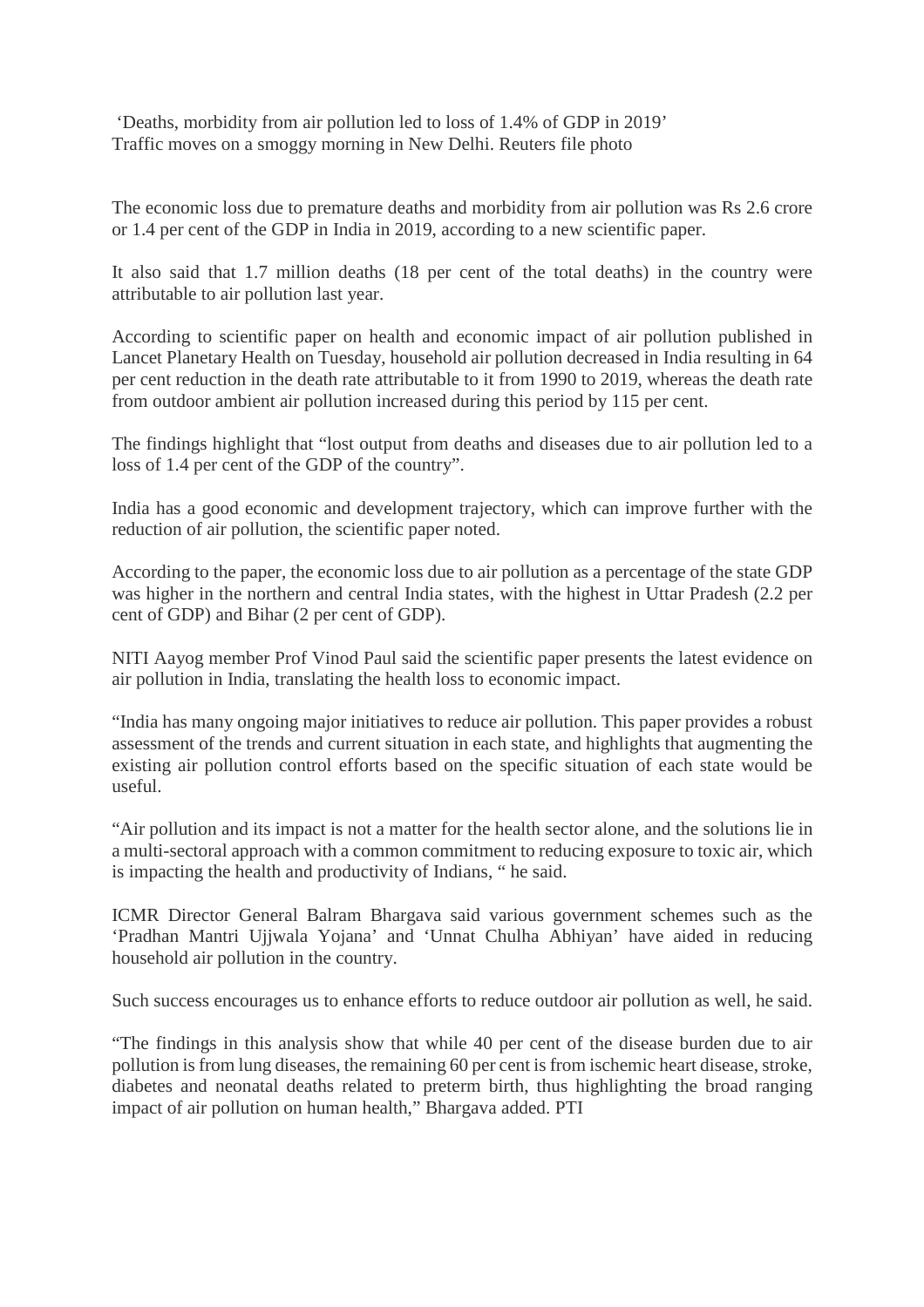# ‘Deaths, morbidity from air pollution led to loss of 1.4% of GDP in 2019’

Traffic moves on a smoggy morning in New Delhi. Reuters file photo

The economic loss due to premature deaths and morbidity from air pollution was Rs 2.6 crore or 1.4 per cent of the GDP in India in 2019, according to a new scientific paper.

It also said that 1.7 million deaths (18 per cent of the total deaths) in the country were attributable to air pollution last year.

According to scientific paper on health and economic impact of air pollution published in Lancet Planetary Health on Tuesday, household air pollution decreased in India resulting in 64 per cent reduction in the death rate attributable to it from 1990 to 2019, whereas the death rate from outdoor ambient air pollution increased during this period by 115 per cent.

The findings highlight that “lost output from deaths and diseases due to air pollution led to a loss of 1.4 per cent of the GDP of the country”.

India has a good economic and development trajectory, which can improve further with the reduction of air pollution, the scientific paper noted.

According to the paper, the economic loss due to air pollution as a percentage of the state GDP was higher in the northern and central India states, with the highest in Uttar Pradesh (2.2 per cent of GDP) and Bihar (2 per cent of GDP).

NITI Aayog member Prof Vinod Paul said the scientific paper presents the latest evidence on air pollution in India, translating the health loss to economic impact.

“India has many ongoing major initiatives to reduce air pollution. This paper provides a robust assessment of the trends and current situation in each state, and highlights that augmenting the existing air pollution control efforts based on the specific situation of each state would be useful.

“Air pollution and its impact is not a matter for the health sector alone, and the solutions lie in a multi-sectoral approach with a common commitment to reducing exposure to toxic air, which is impacting the health and productivity of Indians, “ he said.

ICMR Director General Balram Bhargava said various government schemes such as the ‘Pradhan Mantri Ujjwala Yojana’ and ‘Unnat Chulha Abhiyan’ have aided in reducing household air pollution in the country.

Such success encourages us to enhance efforts to reduce outdoor air pollution as well, he said.

“The findings in this analysis show that while 40 per cent of the disease burden due to air pollution is from lung diseases, the remaining 60 per cent is from ischemic heart disease, stroke, diabetes and neonatal deaths related to preterm birth, thus highlighting the broad ranging impact of air pollution on human health,” Bhargava added. PTI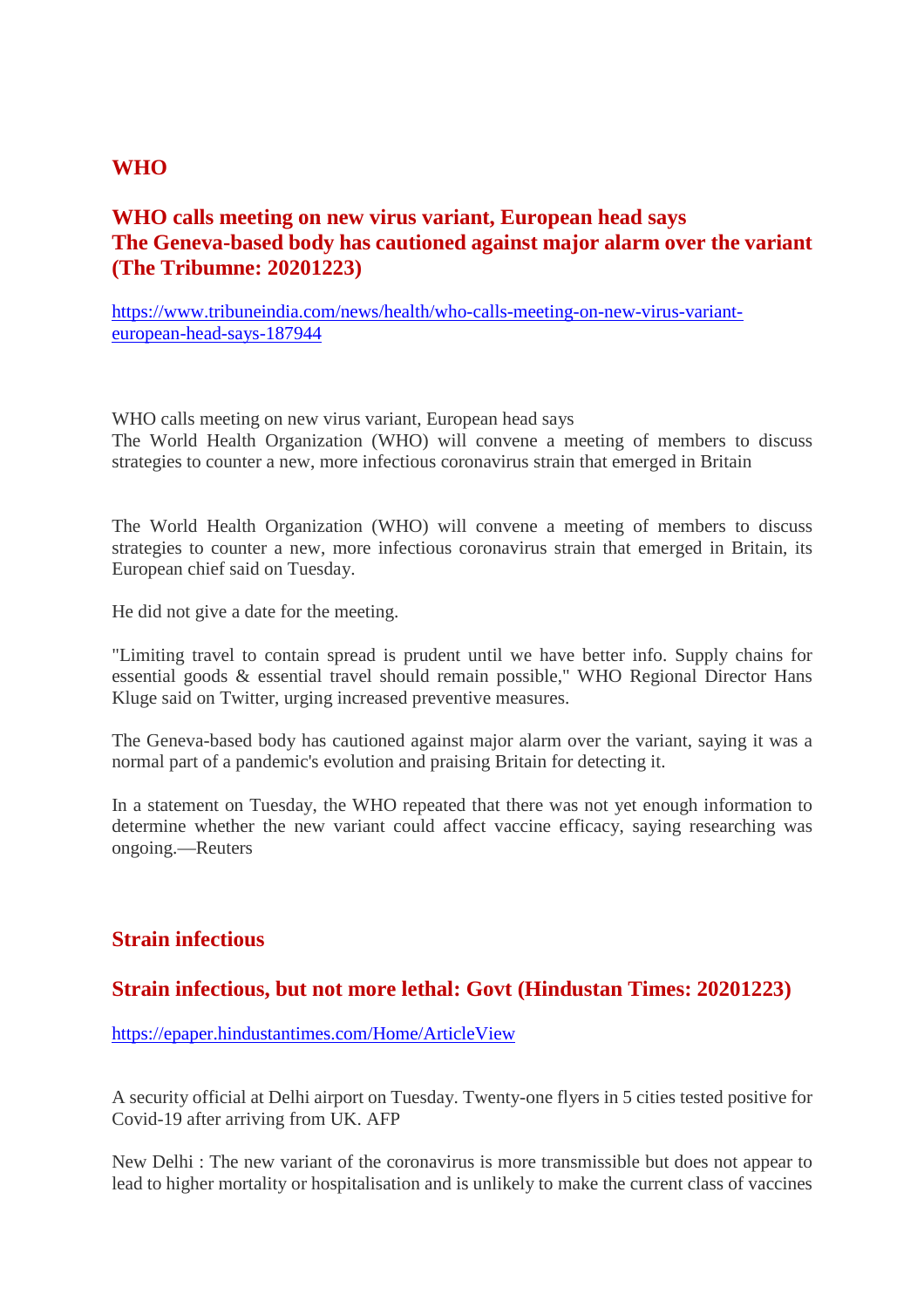## WHO

### WHO calls meeting on new virus variant, European head says
### The Geneva-based body has cautioned against major alarm over the variant (The Tribumne: 20201223)

https://www.tribuneindia.com/news/health/who-calls-meeting-on-new-virus-variant-european-head-says-187944

WHO calls meeting on new virus variant, European head says
The World Health Organization (WHO) will convene a meeting of members to discuss strategies to counter a new, more infectious coronavirus strain that emerged in Britain

The World Health Organization (WHO) will convene a meeting of members to discuss strategies to counter a new, more infectious coronavirus strain that emerged in Britain, its European chief said on Tuesday.

He did not give a date for the meeting.

"Limiting travel to contain spread is prudent until we have better info. Supply chains for essential goods & essential travel should remain possible," WHO Regional Director Hans Kluge said on Twitter, urging increased preventive measures.

The Geneva-based body has cautioned against major alarm over the variant, saying it was a normal part of a pandemic's evolution and praising Britain for detecting it.

In a statement on Tuesday, the WHO repeated that there was not yet enough information to determine whether the new variant could affect vaccine efficacy, saying researching was ongoing.—Reuters

## Strain infectious

### Strain infectious, but not more lethal: Govt (Hindustan Times: 20201223)

https://epaper.hindustantimes.com/Home/ArticleView

A security official at Delhi airport on Tuesday. Twenty-one flyers in 5 cities tested positive for Covid-19 after arriving from UK. AFP

New Delhi : The new variant of the coronavirus is more transmissible but does not appear to lead to higher mortality or hospitalisation and is unlikely to make the current class of vaccines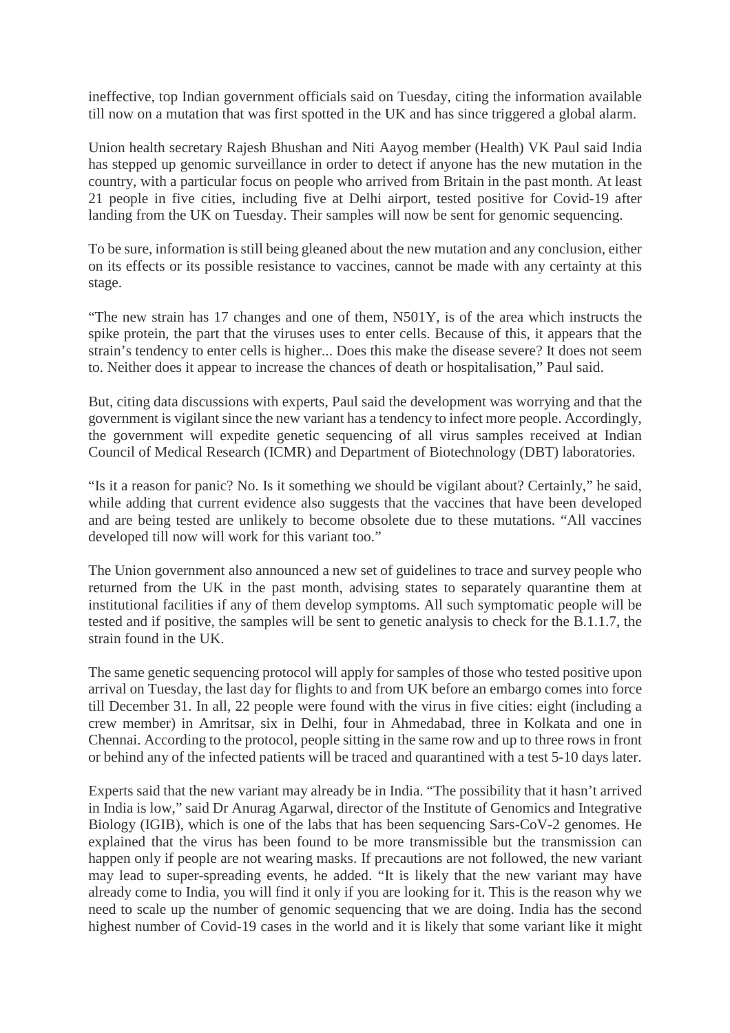ineffective, top Indian government officials said on Tuesday, citing the information available till now on a mutation that was first spotted in the UK and has since triggered a global alarm.

Union health secretary Rajesh Bhushan and Niti Aayog member (Health) VK Paul said India has stepped up genomic surveillance in order to detect if anyone has the new mutation in the country, with a particular focus on people who arrived from Britain in the past month. At least 21 people in five cities, including five at Delhi airport, tested positive for Covid-19 after landing from the UK on Tuesday. Their samples will now be sent for genomic sequencing.

To be sure, information is still being gleaned about the new mutation and any conclusion, either on its effects or its possible resistance to vaccines, cannot be made with any certainty at this stage.

"The new strain has 17 changes and one of them, N501Y, is of the area which instructs the spike protein, the part that the viruses uses to enter cells. Because of this, it appears that the strain's tendency to enter cells is higher... Does this make the disease severe? It does not seem to. Neither does it appear to increase the chances of death or hospitalisation," Paul said.

But, citing data discussions with experts, Paul said the development was worrying and that the government is vigilant since the new variant has a tendency to infect more people. Accordingly, the government will expedite genetic sequencing of all virus samples received at Indian Council of Medical Research (ICMR) and Department of Biotechnology (DBT) laboratories.

"Is it a reason for panic? No. Is it something we should be vigilant about? Certainly," he said, while adding that current evidence also suggests that the vaccines that have been developed and are being tested are unlikely to become obsolete due to these mutations. "All vaccines developed till now will work for this variant too."

The Union government also announced a new set of guidelines to trace and survey people who returned from the UK in the past month, advising states to separately quarantine them at institutional facilities if any of them develop symptoms. All such symptomatic people will be tested and if positive, the samples will be sent to genetic analysis to check for the B.1.1.7, the strain found in the UK.

The same genetic sequencing protocol will apply for samples of those who tested positive upon arrival on Tuesday, the last day for flights to and from UK before an embargo comes into force till December 31. In all, 22 people were found with the virus in five cities: eight (including a crew member) in Amritsar, six in Delhi, four in Ahmedabad, three in Kolkata and one in Chennai. According to the protocol, people sitting in the same row and up to three rows in front or behind any of the infected patients will be traced and quarantined with a test 5-10 days later.

Experts said that the new variant may already be in India. "The possibility that it hasn't arrived in India is low," said Dr Anurag Agarwal, director of the Institute of Genomics and Integrative Biology (IGIB), which is one of the labs that has been sequencing Sars-CoV-2 genomes. He explained that the virus has been found to be more transmissible but the transmission can happen only if people are not wearing masks. If precautions are not followed, the new variant may lead to super-spreading events, he added. "It is likely that the new variant may have already come to India, you will find it only if you are looking for it. This is the reason why we need to scale up the number of genomic sequencing that we are doing. India has the second highest number of Covid-19 cases in the world and it is likely that some variant like it might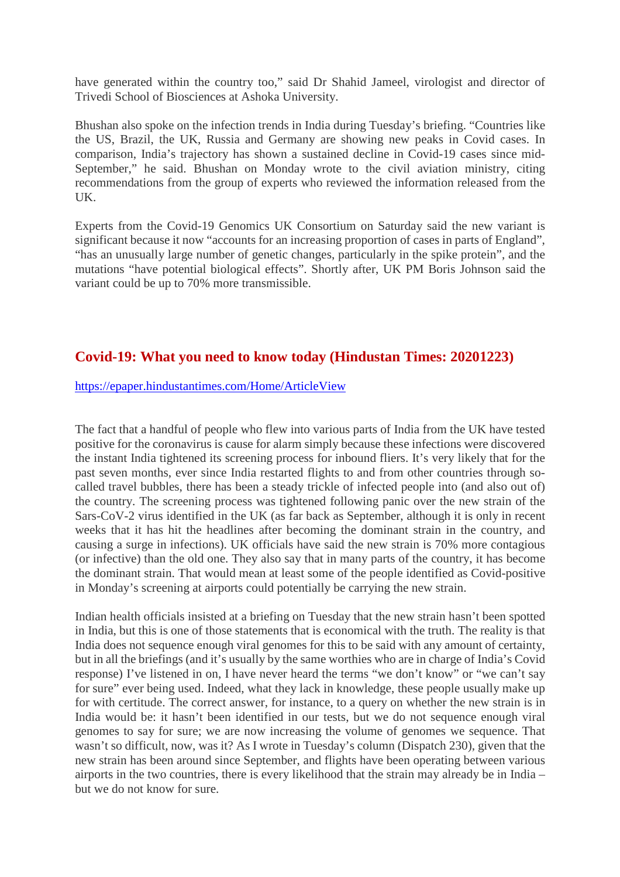have generated within the country too," said Dr Shahid Jameel, virologist and director of Trivedi School of Biosciences at Ashoka University.

Bhushan also spoke on the infection trends in India during Tuesday's briefing. "Countries like the US, Brazil, the UK, Russia and Germany are showing new peaks in Covid cases. In comparison, India's trajectory has shown a sustained decline in Covid-19 cases since mid-September," he said. Bhushan on Monday wrote to the civil aviation ministry, citing recommendations from the group of experts who reviewed the information released from the UK.

Experts from the Covid-19 Genomics UK Consortium on Saturday said the new variant is significant because it now "accounts for an increasing proportion of cases in parts of England", "has an unusually large number of genetic changes, particularly in the spike protein", and the mutations "have potential biological effects". Shortly after, UK PM Boris Johnson said the variant could be up to 70% more transmissible.

## Covid-19: What you need to know today (Hindustan Times: 20201223)

https://epaper.hindustantimes.com/Home/ArticleView

The fact that a handful of people who flew into various parts of India from the UK have tested positive for the coronavirus is cause for alarm simply because these infections were discovered the instant India tightened its screening process for inbound fliers. It's very likely that for the past seven months, ever since India restarted flights to and from other countries through so-called travel bubbles, there has been a steady trickle of infected people into (and also out of) the country. The screening process was tightened following panic over the new strain of the Sars-CoV-2 virus identified in the UK (as far back as September, although it is only in recent weeks that it has hit the headlines after becoming the dominant strain in the country, and causing a surge in infections). UK officials have said the new strain is 70% more contagious (or infective) than the old one. They also say that in many parts of the country, it has become the dominant strain. That would mean at least some of the people identified as Covid-positive in Monday's screening at airports could potentially be carrying the new strain.

Indian health officials insisted at a briefing on Tuesday that the new strain hasn't been spotted in India, but this is one of those statements that is economical with the truth. The reality is that India does not sequence enough viral genomes for this to be said with any amount of certainty, but in all the briefings (and it's usually by the same worthies who are in charge of India's Covid response) I've listened in on, I have never heard the terms "we don't know" or "we can't say for sure" ever being used. Indeed, what they lack in knowledge, these people usually make up for with certitude. The correct answer, for instance, to a query on whether the new strain is in India would be: it hasn't been identified in our tests, but we do not sequence enough viral genomes to say for sure; we are now increasing the volume of genomes we sequence. That wasn't so difficult, now, was it? As I wrote in Tuesday's column (Dispatch 230), given that the new strain has been around since September, and flights have been operating between various airports in the two countries, there is every likelihood that the strain may already be in India – but we do not know for sure.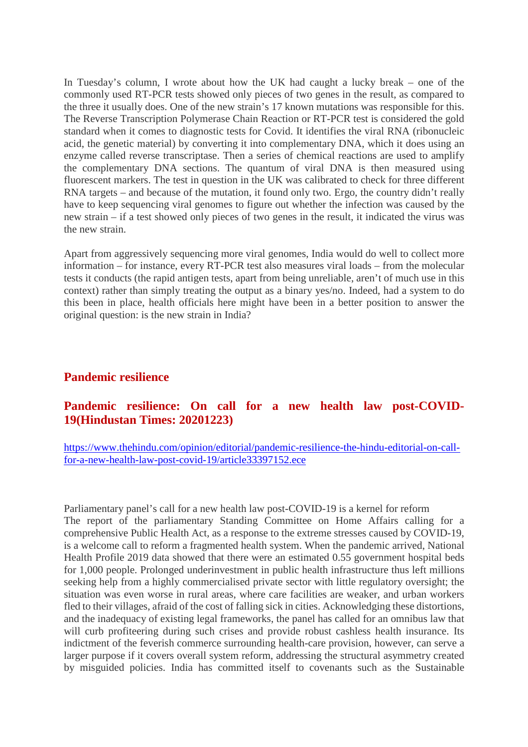In Tuesday's column, I wrote about how the UK had caught a lucky break – one of the commonly used RT-PCR tests showed only pieces of two genes in the result, as compared to the three it usually does. One of the new strain's 17 known mutations was responsible for this. The Reverse Transcription Polymerase Chain Reaction or RT-PCR test is considered the gold standard when it comes to diagnostic tests for Covid. It identifies the viral RNA (ribonucleic acid, the genetic material) by converting it into complementary DNA, which it does using an enzyme called reverse transcriptase. Then a series of chemical reactions are used to amplify the complementary DNA sections. The quantum of viral DNA is then measured using fluorescent markers. The test in question in the UK was calibrated to check for three different RNA targets – and because of the mutation, it found only two. Ergo, the country didn't really have to keep sequencing viral genomes to figure out whether the infection was caused by the new strain – if a test showed only pieces of two genes in the result, it indicated the virus was the new strain.

Apart from aggressively sequencing more viral genomes, India would do well to collect more information – for instance, every RT-PCR test also measures viral loads – from the molecular tests it conducts (the rapid antigen tests, apart from being unreliable, aren't of much use in this context) rather than simply treating the output as a binary yes/no. Indeed, had a system to do this been in place, health officials here might have been in a better position to answer the original question: is the new strain in India?

## Pandemic resilience

## Pandemic resilience: On call for a new health law post-COVID-19(Hindustan Times: 20201223)

https://www.thehindu.com/opinion/editorial/pandemic-resilience-the-hindu-editorial-on-call-for-a-new-health-law-post-covid-19/article33397152.ece

Parliamentary panel's call for a new health law post-COVID-19 is a kernel for reform
The report of the parliamentary Standing Committee on Home Affairs calling for a comprehensive Public Health Act, as a response to the extreme stresses caused by COVID-19, is a welcome call to reform a fragmented health system. When the pandemic arrived, National Health Profile 2019 data showed that there were an estimated 0.55 government hospital beds for 1,000 people. Prolonged underinvestment in public health infrastructure thus left millions seeking help from a highly commercialised private sector with little regulatory oversight; the situation was even worse in rural areas, where care facilities are weaker, and urban workers fled to their villages, afraid of the cost of falling sick in cities. Acknowledging these distortions, and the inadequacy of existing legal frameworks, the panel has called for an omnibus law that will curb profiteering during such crises and provide robust cashless health insurance. Its indictment of the feverish commerce surrounding health-care provision, however, can serve a larger purpose if it covers overall system reform, addressing the structural asymmetry created by misguided policies. India has committed itself to covenants such as the Sustainable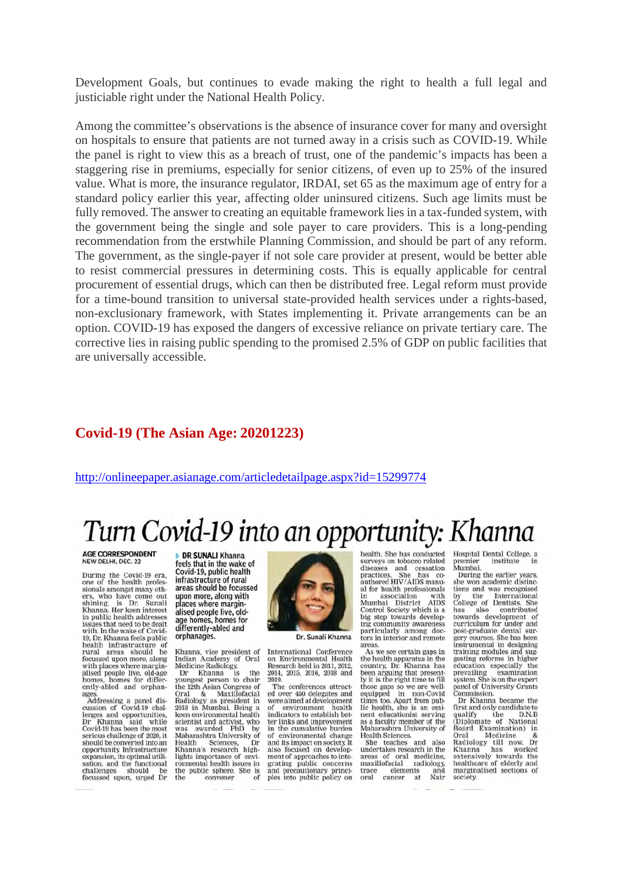Development Goals, but continues to evade making the right to health a full legal and justiciable right under the National Health Policy.

Among the committee's observations is the absence of insurance cover for many and oversight on hospitals to ensure that patients are not turned away in a crisis such as COVID-19. While the panel is right to view this as a breach of trust, one of the pandemic's impacts has been a staggering rise in premiums, especially for senior citizens, of even up to 25% of the insured value. What is more, the insurance regulator, IRDAI, set 65 as the maximum age of entry for a standard policy earlier this year, affecting older uninsured citizens. Such age limits must be fully removed. The answer to creating an equitable framework lies in a tax-funded system, with the government being the single and sole payer to care providers. This is a long-pending recommendation from the erstwhile Planning Commission, and should be part of any reform. The government, as the single-payer if not sole care provider at present, would be better able to resist commercial pressures in determining costs. This is equally applicable for central procurement of essential drugs, which can then be distributed free. Legal reform must provide for a time-bound transition to universal state-provided health services under a rights-based, non-exclusionary framework, with States implementing it. Private arrangements can be an option. COVID-19 has exposed the dangers of excessive reliance on private tertiary care. The corrective lies in raising public spending to the promised 2.5% of GDP on public facilities that are universally accessible.

## Covid-19 (The Asian Age: 20201223)

http://onlineepaper.asianage.com/articledetailpage.aspx?id=15299774

# Turn Covid-19 into an opportunity: Khanna

**AGE CORRESPONDENT**
NEW DELHI, DEC. 22

**DR SUNALI Khanna feels that in the wake of Covid-19, public health infrastructure of rural areas should be focussed upon more, along with places where marginalised people live, old-age homes, homes for differently-abled and orphanages.**

During the Covid-19 era, one of the health professionals amongst many others, who have come out shining, is Dr. Sunali Khanna. Her keen interest in public health addresses issues that need to be dealt with. In the wake of Covid-19, Dr. Khanna feels public health infrastructure of rural areas should be focussed upon more, along with places where marginalised people live, old-age homes, homes for differently-abled and orphanages.

Addressing a panel discussion of Covid-19 challenges and opportunities, Dr Khanna said while Covid-19 has been the most serious challenge of 2020, it should be converted into an opportunity. Infrastructure expansion, its optimal utilisation, and the functional challenges should be focussed upon, urged Dr Khanna, vice president of Indian Academy of Oral Medicine Radiology.

Dr Khanna is the youngest person to chair the 12th Asian Congress of Oral & Maxillofacial Radiology as president in 2018 in Mumbai. Being a keen environmental health scientist and activist, who was awarded PhD by Maharashtra University of Health Sciences, Dr Khanna's research highlights importance of environmental health issues in the public sphere. She is the convener of International Conference on Environmental Health Research held in 2011, 2012, 2014, 2015, 2016, 2018 and 2019.

Dr. Sunali Khanna

The conferences attracted over 450 delegates and were aimed at development of environment health indicators to establish better links and improvement in the cumulative burden of environmental change and its impact on society. It also focused on development of approaches to integrating public concerns and precautionary principles into public policy on health. She has conducted surveys on tobacco related diseases and cessation practices. She has co-authored HIV/AIDS manual for health professionals in association with Mumbai District AIDS Control Society which is a big step towards developing community awareness particularly among doctors in interior and remote areas.

As we see certain gaps in the health apparatus in the country, Dr. Khanna has been arguing that presently it is the right time to fill those gaps so we are well-equipped in non-Covid times too. Apart from public health, she is an eminent educationist serving as a faculty member of the Maharashtra University of Health Sciences.

She teaches and also undertakes research in the areas of oral medicine, maxillofacial radiology, trace elements and oral cancer at Nair Hospital Dental College, a premier institute in Mumbai.

During the earlier years, she won academic distinctions and was recognised by the International College of Dentists. She has also contributed towards development of curriculum for under and post-graduate dental surgery courses. She has been instrumental in designing training modules and suggesting reforms in higher education especially the prevailing examination system. She is on the expert panel of University Grants Commission.

Dr Khanna became the first and only candidate to qualify the D.N.B (Diplomate of National Board Examination) in Oral Medicine & Radiology till now. Dr Khanna has worked extensively towards the healthcare of elderly and marginalised sections of society.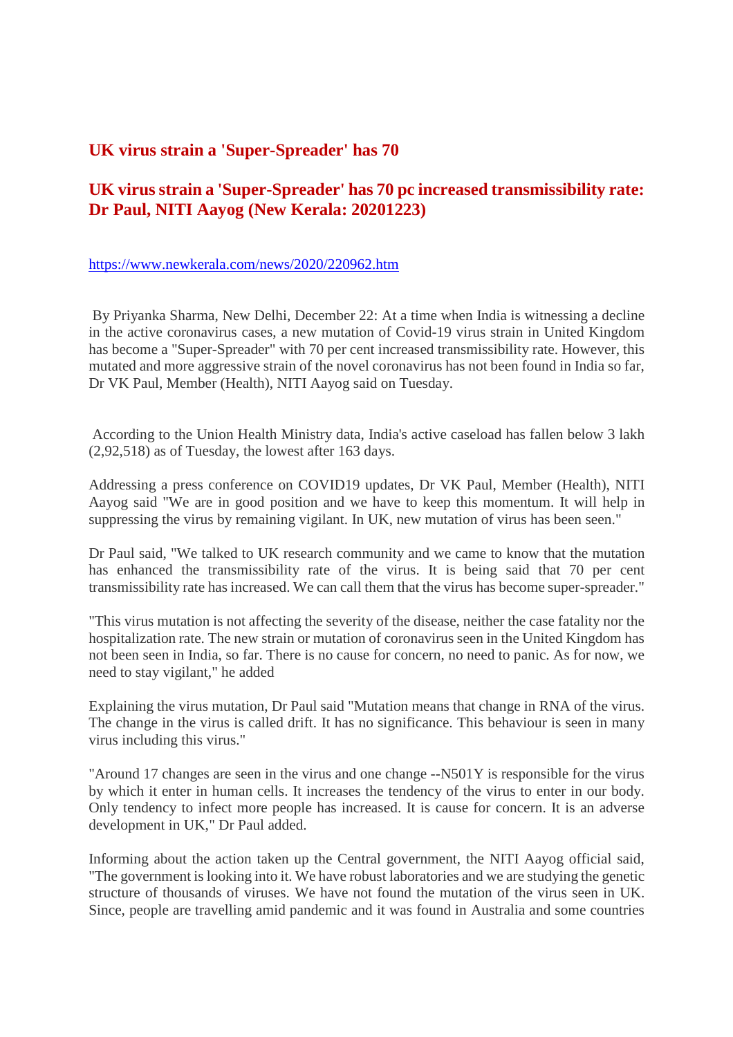## UK virus strain a 'Super-Spreader' has 70

## UK virus strain a 'Super-Spreader' has 70 pc increased transmissibility rate: Dr Paul, NITI Aayog (New Kerala: 20201223)

https://www.newkerala.com/news/2020/220962.htm

By Priyanka Sharma, New Delhi, December 22: At a time when India is witnessing a decline in the active coronavirus cases, a new mutation of Covid-19 virus strain in United Kingdom has become a "Super-Spreader" with 70 per cent increased transmissibility rate. However, this mutated and more aggressive strain of the novel coronavirus has not been found in India so far, Dr VK Paul, Member (Health), NITI Aayog said on Tuesday.

According to the Union Health Ministry data, India's active caseload has fallen below 3 lakh (2,92,518) as of Tuesday, the lowest after 163 days.

Addressing a press conference on COVID19 updates, Dr VK Paul, Member (Health), NITI Aayog said "We are in good position and we have to keep this momentum. It will help in suppressing the virus by remaining vigilant. In UK, new mutation of virus has been seen."

Dr Paul said, "We talked to UK research community and we came to know that the mutation has enhanced the transmissibility rate of the virus. It is being said that 70 per cent transmissibility rate has increased. We can call them that the virus has become super-spreader."

"This virus mutation is not affecting the severity of the disease, neither the case fatality nor the hospitalization rate. The new strain or mutation of coronavirus seen in the United Kingdom has not been seen in India, so far. There is no cause for concern, no need to panic. As for now, we need to stay vigilant," he added

Explaining the virus mutation, Dr Paul said "Mutation means that change in RNA of the virus. The change in the virus is called drift. It has no significance. This behaviour is seen in many virus including this virus."

"Around 17 changes are seen in the virus and one change --N501Y is responsible for the virus by which it enter in human cells. It increases the tendency of the virus to enter in our body. Only tendency to infect more people has increased. It is cause for concern. It is an adverse development in UK," Dr Paul added.

Informing about the action taken up the Central government, the NITI Aayog official said, "The government is looking into it. We have robust laboratories and we are studying the genetic structure of thousands of viruses. We have not found the mutation of the virus seen in UK. Since, people are travelling amid pandemic and it was found in Australia and some countries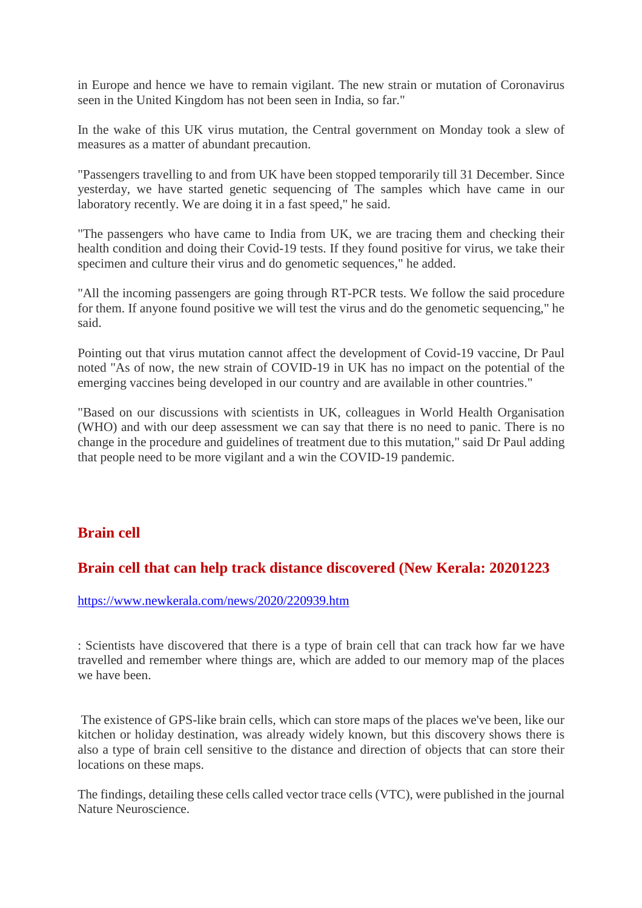in Europe and hence we have to remain vigilant. The new strain or mutation of Coronavirus seen in the United Kingdom has not been seen in India, so far."

In the wake of this UK virus mutation, the Central government on Monday took a slew of measures as a matter of abundant precaution.

"Passengers travelling to and from UK have been stopped temporarily till 31 December. Since yesterday, we have started genetic sequencing of The samples which have came in our laboratory recently. We are doing it in a fast speed," he said.

"The passengers who have came to India from UK, we are tracing them and checking their health condition and doing their Covid-19 tests. If they found positive for virus, we take their specimen and culture their virus and do genometic sequences," he added.

"All the incoming passengers are going through RT-PCR tests. We follow the said procedure for them. If anyone found positive we will test the virus and do the genometic sequencing," he said.

Pointing out that virus mutation cannot affect the development of Covid-19 vaccine, Dr Paul noted "As of now, the new strain of COVID-19 in UK has no impact on the potential of the emerging vaccines being developed in our country and are available in other countries."

"Based on our discussions with scientists in UK, colleagues in World Health Organisation (WHO) and with our deep assessment we can say that there is no need to panic. There is no change in the procedure and guidelines of treatment due to this mutation," said Dr Paul adding that people need to be more vigilant and a win the COVID-19 pandemic.

## Brain cell

## Brain cell that can help track distance discovered (New Kerala: 20201223

https://www.newkerala.com/news/2020/220939.htm

: Scientists have discovered that there is a type of brain cell that can track how far we have travelled and remember where things are, which are added to our memory map of the places we have been.

The existence of GPS-like brain cells, which can store maps of the places we've been, like our kitchen or holiday destination, was already widely known, but this discovery shows there is also a type of brain cell sensitive to the distance and direction of objects that can store their locations on these maps.

The findings, detailing these cells called vector trace cells (VTC), were published in the journal Nature Neuroscience.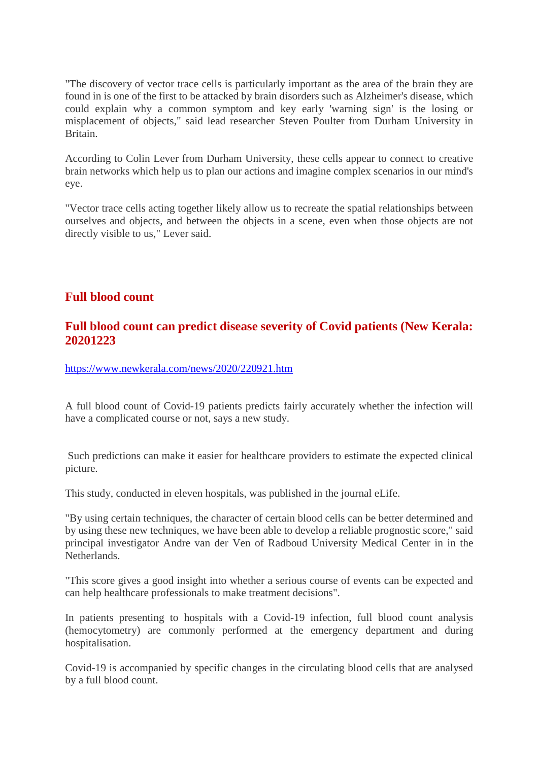"The discovery of vector trace cells is particularly important as the area of the brain they are found in is one of the first to be attacked by brain disorders such as Alzheimer's disease, which could explain why a common symptom and key early 'warning sign' is the losing or misplacement of objects," said lead researcher Steven Poulter from Durham University in Britain.

According to Colin Lever from Durham University, these cells appear to connect to creative brain networks which help us to plan our actions and imagine complex scenarios in our mind's eye.

"Vector trace cells acting together likely allow us to recreate the spatial relationships between ourselves and objects, and between the objects in a scene, even when those objects are not directly visible to us," Lever said.

## Full blood count

### Full blood count can predict disease severity of Covid patients (New Kerala: 20201223

https://www.newkerala.com/news/2020/220921.htm

A full blood count of Covid-19 patients predicts fairly accurately whether the infection will have a complicated course or not, says a new study.

Such predictions can make it easier for healthcare providers to estimate the expected clinical picture.

This study, conducted in eleven hospitals, was published in the journal eLife.

"By using certain techniques, the character of certain blood cells can be better determined and by using these new techniques, we have been able to develop a reliable prognostic score," said principal investigator Andre van der Ven of Radboud University Medical Center in in the Netherlands.

"This score gives a good insight into whether a serious course of events can be expected and can help healthcare professionals to make treatment decisions".

In patients presenting to hospitals with a Covid-19 infection, full blood count analysis (hemocytometry) are commonly performed at the emergency department and during hospitalisation.

Covid-19 is accompanied by specific changes in the circulating blood cells that are analysed by a full blood count.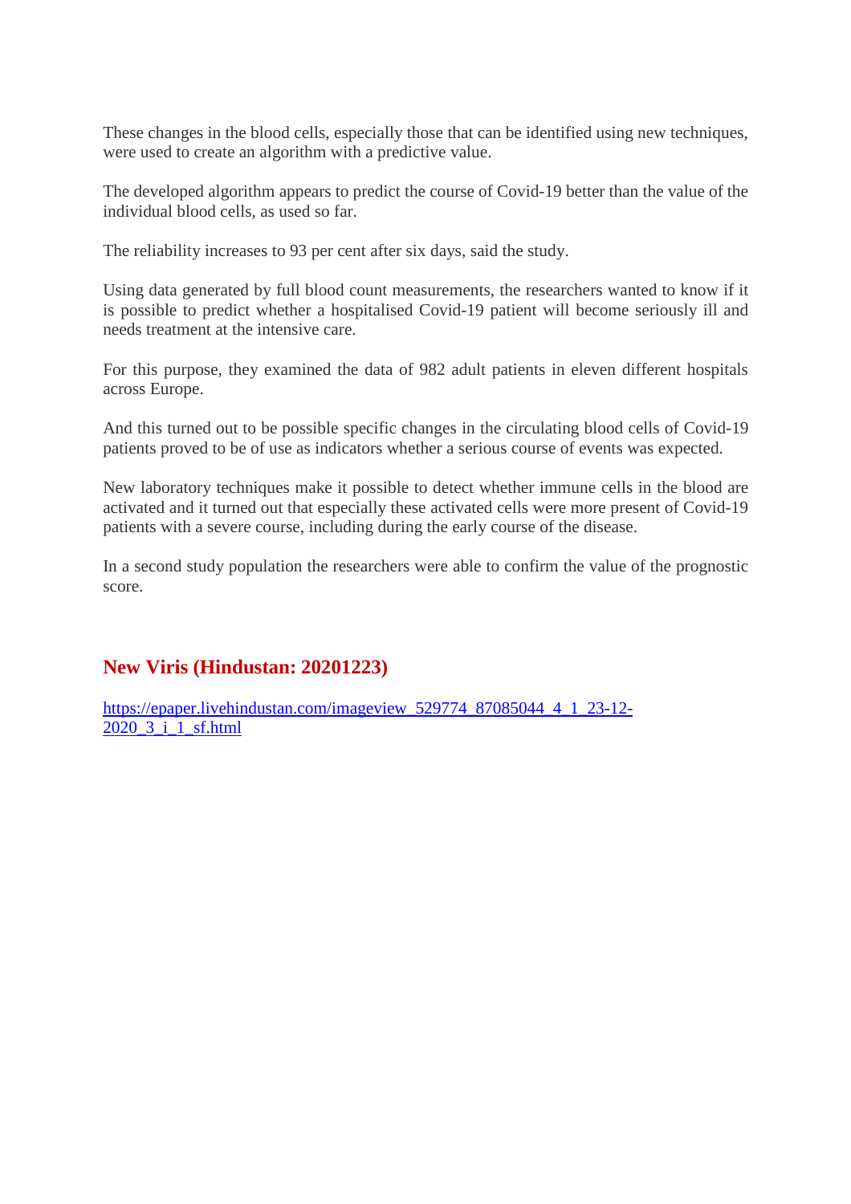These changes in the blood cells, especially those that can be identified using new techniques, were used to create an algorithm with a predictive value.

The developed algorithm appears to predict the course of Covid-19 better than the value of the individual blood cells, as used so far.

The reliability increases to 93 per cent after six days, said the study.

Using data generated by full blood count measurements, the researchers wanted to know if it is possible to predict whether a hospitalised Covid-19 patient will become seriously ill and needs treatment at the intensive care.

For this purpose, they examined the data of 982 adult patients in eleven different hospitals across Europe.

And this turned out to be possible specific changes in the circulating blood cells of Covid-19 patients proved to be of use as indicators whether a serious course of events was expected.

New laboratory techniques make it possible to detect whether immune cells in the blood are activated and it turned out that especially these activated cells were more present of Covid-19 patients with a severe course, including during the early course of the disease.

In a second study population the researchers were able to confirm the value of the prognostic score.

## New Viris (Hindustan: 20201223)

[https://epaper.livehindustan.com/imageview_529774_87085044_4_1_23-12-2020_3_i_1_sf.html](https://epaper.livehindustan.com/imageview_529774_87085044_4_1_23-12-2020_3_i_1_sf.html)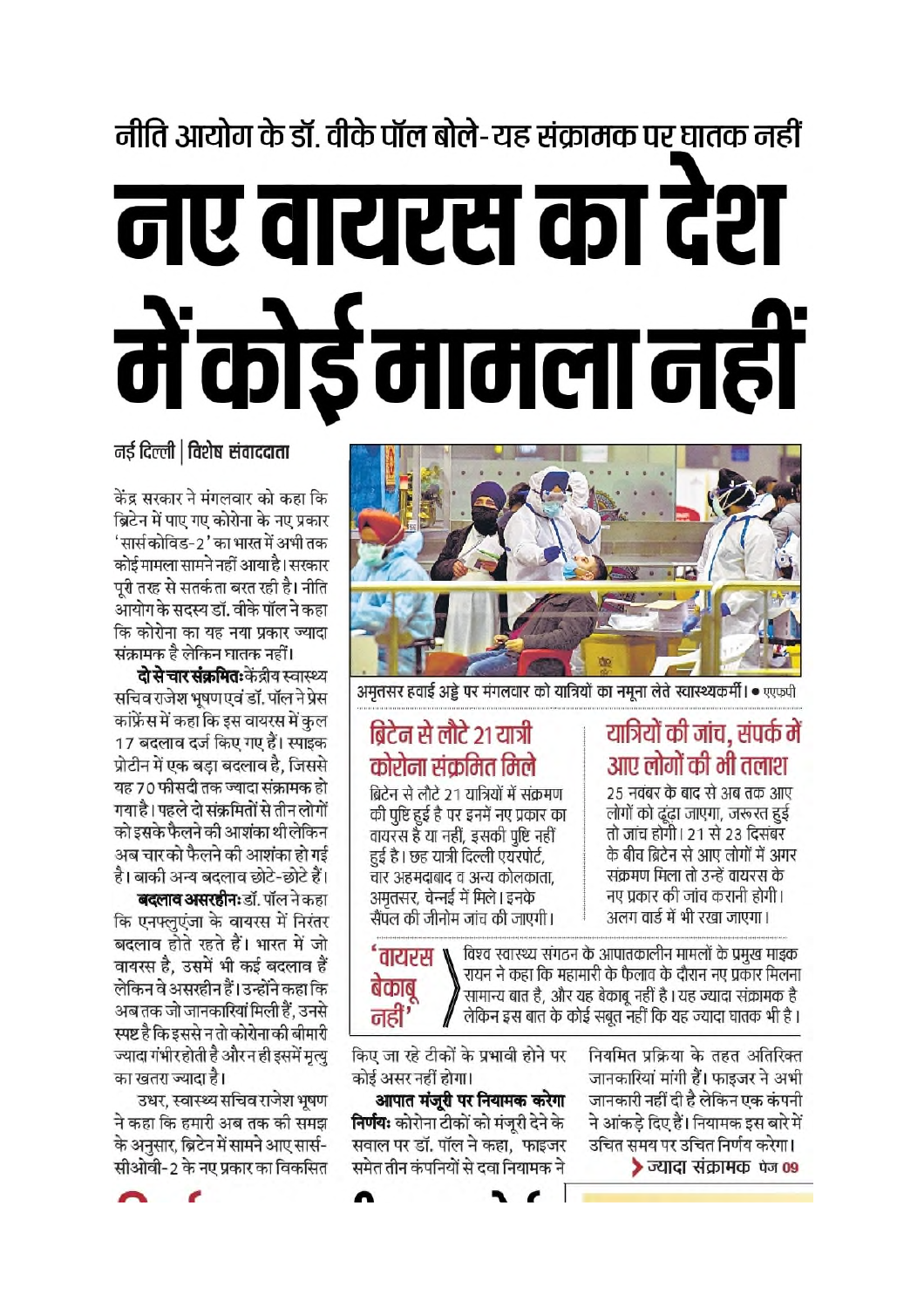### नीति आयोग के डॉ. वीके पॉल बोले- यह संक्रामक पर घातक नहीं

# नए वायरस का देश में कोई मामला नहीं

नई दिल्ली | विशेष संवाददाता

केंद्र सरकार ने मंगलवार को कहा कि ब्रिटेन में पाए गए कोरोना के नए प्रकार 'सार्स कोविड-2' का भारत में अभी तक कोई मामला सामने नहीं आया है। सरकार पूरी तरह से सतर्कता बरत रही है। नीति आयोग के सदस्य डॉ. वीके पॉल ने कहा कि कोरोना का यह नया प्रकार ज्यादा संक्रामक है लेकिन घातक नहीं।

**दो से चार संक्रमितः** केंद्रीय स्वास्थ्य सचिव राजेश भूषण एवं डॉ. पॉल ने प्रेस कांफ्रेंस में कहा कि इस वायरस में कुल 17 बदलाव दर्ज किए गए हैं। स्पाइक प्रोटीन में एक बड़ा बदलाव है, जिससे यह 70 फीसदी तक ज्यादा संक्रामक हो गया है। पहले दो संक्रमितों से तीन लोगों को इसके फैलने की आशंका थी लेकिन अब चार को फैलने की आशंका हो गई है। बाकी अन्य बदलाव छोटे-छोटे हैं।

**बदलाव असरहीनः** डॉ. पॉल ने कहा कि एनफ्लुएंजा के वायरस में निरंतर बदलाव होते रहते हैं। भारत में जो वायरस है, उसमें भी कई बदलाव हैं लेकिन वे असरहीन हैं। उन्होंने कहा कि अब तक जो जानकारियां मिली हैं, उनसे स्पष्ट है कि इससे न तो कोरोना की बीमारी ज्यादा गंभीर होती है और न ही इसमें मृत्यु का खतरा ज्यादा है।

उधर, स्वास्थ्य सचिव राजेश भूषण ने कहा कि हमारी अब तक की समझ के अनुसार, ब्रिटेन में सामने आए सार्स-सीओवी-2 के नए प्रकार का विकसित किए जा रहे टीकों के प्रभावी होने पर कोई असर नहीं होगा।

**आपात मंजूरी पर नियामक करेगा निर्णयः** कोरोना टीकों को मंजूरी देने के सवाल पर डॉ. पॉल ने कहा, फाइजर समेत तीन कंपनियों से दवा नियामक ने नियमित प्रक्रिया के तहत अतिरिक्त जानकारियां मांगी हैं। फाइजर ने अभी जानकारी नहीं दी है लेकिन एक कंपनी ने आंकड़े दिए हैं। नियामक इस बारे में उचित समय पर उचित निर्णय करेगा।

> ज्यादा संक्रामक पेज 09

अमृतसर हवाई अड्डे पर मंगलवार को यात्रियों का नमूना लेते स्वास्थ्यकर्मी। • एएफपी

## ब्रिटेन से लौटे 21 यात्री कोरोना संक्रमित मिले

ब्रिटेन से लौटे 21 यात्रियों में संक्रमण की पुष्टि हुई है पर इनमें नए प्रकार का वायरस है या नहीं, इसकी पुष्टि नहीं हुई है। छह यात्री दिल्ली एयरपोर्ट, चार अहमदाबाद व अन्य कोलकाता, अमृतसर, चेन्नई में मिले। इनके सैंपल की जीनोम जांच की जाएगी।

## यात्रियों की जांच, संपर्क में आए लोगों की भी तलाश

25 नवंबर के बाद से अब तक आए लोगों को ढूंढा जाएगा, जरूरत हुई तो जांच होगी। 21 से 23 दिसंबर के बीच ब्रिटेन से आए लोगों में अगर संक्रमण मिला तो उन्हें वायरस के नए प्रकार की जांच करानी होगी। अलग वार्ड में भी रखा जाएगा।

## 'वायरस बेकाबू नहीं'

विश्व स्वास्थ्य संगठन के आपातकालीन मामलों के प्रमुख माइक रायन ने कहा कि महामारी के फैलाव के दौरान नए प्रकार मिलना सामान्य बात है, और यह बेकाबू नहीं है। यह ज्यादा संक्रामक है लेकिन इस बात के कोई सबूत नहीं कि यह ज्यादा घातक भी है।